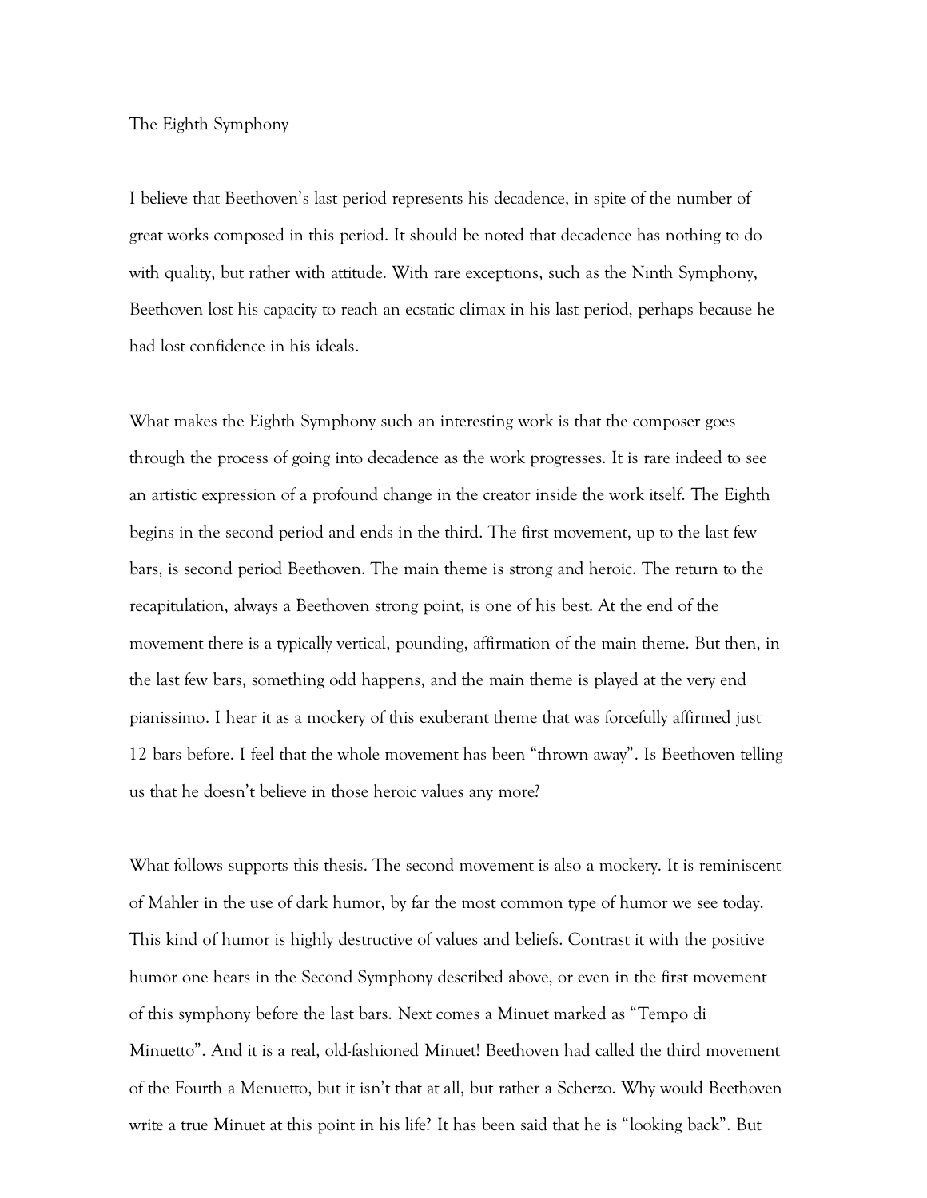# The Eighth Symphony

I believe that Beethoven's last period represents his decadence, in spite of the number of great works composed in this period. It should be noted that decadence has nothing to do with quality, but rather with attitude. With rare exceptions, such as the Ninth Symphony, Beethoven lost his capacity to reach an ecstatic climax in his last period, perhaps because he had lost confidence in his ideals.

What makes the Eighth Symphony such an interesting work is that the composer goes through the process of going into decadence as the work progresses. It is rare indeed to see an artistic expression of a profound change in the creator inside the work itself. The Eighth begins in the second period and ends in the third. The first movement, up to the last few bars, is second period Beethoven. The main theme is strong and heroic. The return to the recapitulation, always a Beethoven strong point, is one of his best. At the end of the movement there is a typically vertical, pounding, affirmation of the main theme. But then, in the last few bars, something odd happens, and the main theme is played at the very end pianissimo. I hear it as a mockery of this exuberant theme that was forcefully affirmed just 12 bars before. I feel that the whole movement has been "thrown away". Is Beethoven telling us that he doesn't believe in those heroic values any more?

What follows supports this thesis. The second movement is also a mockery. It is reminiscent of Mahler in the use of dark humor, by far the most common type of humor we see today. This kind of humor is highly destructive of values and beliefs. Contrast it with the positive humor one hears in the Second Symphony described above, or even in the first movement of this symphony before the last bars. Next comes a Minuet marked as "Tempo di Minuetto". And it is a real, old-fashioned Minuet! Beethoven had called the third movement of the Fourth a Menuetto, but it isn't that at all, but rather a Scherzo. Why would Beethoven write a true Minuet at this point in his life? It has been said that he is "looking back". But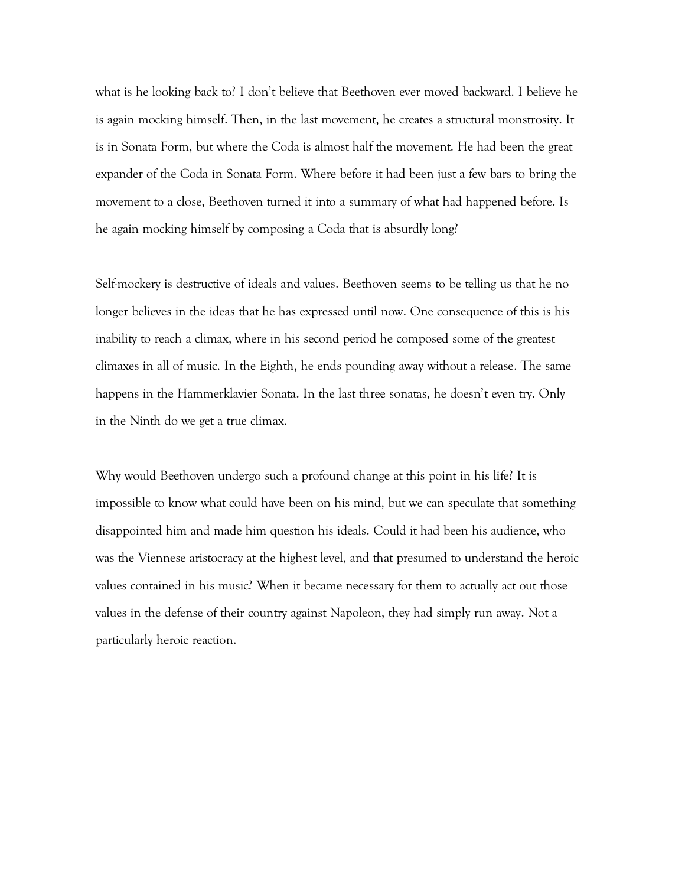what is he looking back to? I don't believe that Beethoven ever moved backward. I believe he is again mocking himself. Then, in the last movement, he creates a structural monstrosity. It is in Sonata Form, but where the Coda is almost half the movement. He had been the great expander of the Coda in Sonata Form. Where before it had been just a few bars to bring the movement to a close, Beethoven turned it into a summary of what had happened before. Is he again mocking himself by composing a Coda that is absurdly long?

Self-mockery is destructive of ideals and values. Beethoven seems to be telling us that he no longer believes in the ideas that he has expressed until now. One consequence of this is his inability to reach a climax, where in his second period he composed some of the greatest climaxes in all of music. In the Eighth, he ends pounding away without a release. The same happens in the Hammerklavier Sonata. In the last three sonatas, he doesn't even try. Only in the Ninth do we get a true climax.

Why would Beethoven undergo such a profound change at this point in his life? It is impossible to know what could have been on his mind, but we can speculate that something disappointed him and made him question his ideals. Could it had been his audience, who was the Viennese aristocracy at the highest level, and that presumed to understand the heroic values contained in his music? When it became necessary for them to actually act out those values in the defense of their country against Napoleon, they had simply run away. Not a particularly heroic reaction.